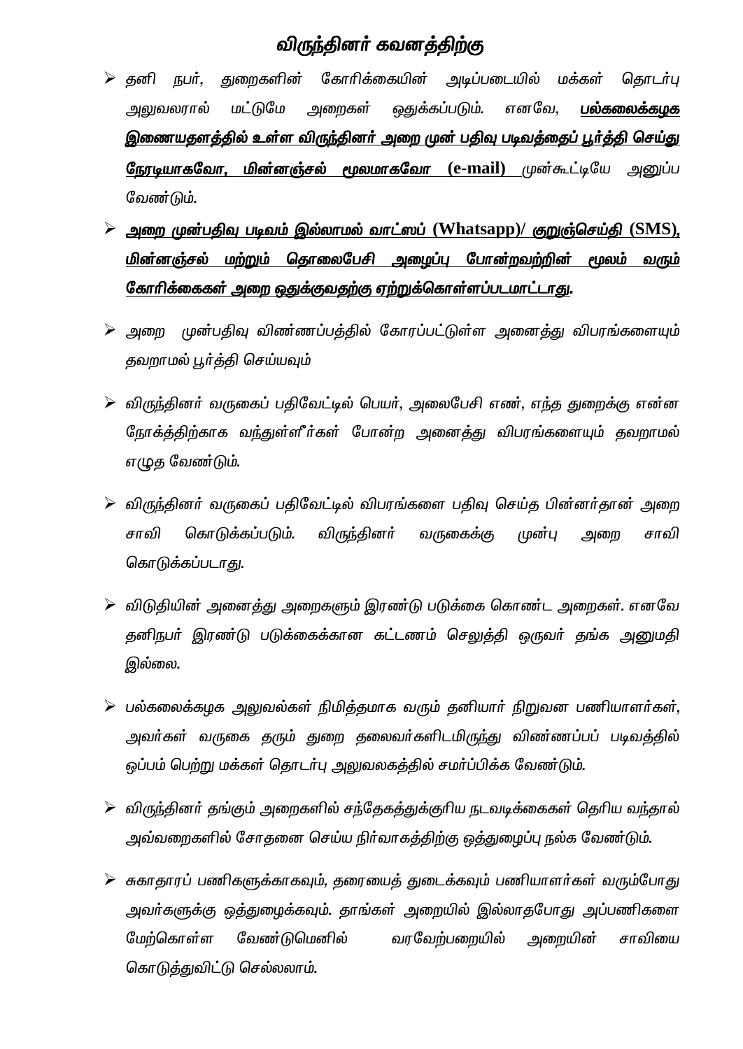# விருந்தினர் கவனத்திற்கு

- தனி நபர், துறைகளின் கோரிக்கையின் அடிப்படையில் மக்கள் தொடர்பு அலுவலரால் மட்டுமே அறைகள் ஒதுக்கப்படும். எனவே, **பல்கலைக்கழக இணையதளத்தில் உள்ள விருந்தினர் அறை முன் பதிவு படிவத்தைப் பூர்த்தி செய்து நேரடியாகவோ, மின்னஞ்சல் மூலமாகவோ (e-mail)** முன்கூட்டியே அனுப்ப வேண்டும்.
- **அறை முன்பதிவு படிவம் இல்லாமல் வாட்ஸப் (Whatsapp)/ குறுஞ்செய்தி (SMS), மின்னஞ்சல் மற்றும் தொலைபேசி அழைப்பு போன்றவற்றின் மூலம் வரும் கோரிக்கைகள் அறை ஒதுக்குவதற்கு ஏற்றுக்கொள்ளப்படமாட்டாது.**
- அறை முன்பதிவு விண்ணப்பத்தில் கோரப்பட்டுள்ள அனைத்து விபரங்களையும் தவறாமல் பூர்த்தி செய்யவும்
- விருந்தினர் வருகைப் பதிவேட்டில் பெயர், அலைபேசி எண், எந்த துறைக்கு என்ன நோக்கத்திற்காக வந்துள்ளீர்கள் போன்ற அனைத்து விபரங்களையும் தவறாமல் எழுத வேண்டும்.
- விருந்தினர் வருகைப் பதிவேட்டில் விபரங்களை பதிவு செய்த பின்னர்தான் அறை சாவி கொடுக்கப்படும். விருந்தினர் வருகைக்கு முன்பு அறை சாவி கொடுக்கப்படாது.
- விடுதியின் அனைத்து அறைகளும் இரண்டு படுக்கை கொண்ட அறைகள். எனவே தனிநபர் இரண்டு படுக்கைக்கான கட்டணம் செலுத்தி ஒருவர் தங்க அனுமதி இல்லை.
- பல்கலைக்கழக அலுவல்கள் நிமித்தமாக வரும் தனியார் நிறுவன பணியாளர்கள், அவர்கள் வருகை தரும் துறை தலைவர்களிடமிருந்து விண்ணப்பப் படிவத்தில் ஒப்பம் பெற்று மக்கள் தொடர்பு அலுவலகத்தில் சமர்ப்பிக்க வேண்டும்.
- விருந்தினர் தங்கும் அறைகளில் சந்தேகத்துக்குரிய நடவடிக்கைகள் தெரிய வந்தால் அவ்வறைகளில் சோதனை செய்ய நிர்வாகத்திற்கு ஒத்துழைப்பு நல்க வேண்டும்.
- சுகாதாரப் பணிகளுக்காகவும், தரையைத் துடைக்கவும் பணியாளர்கள் வரும்போது அவர்களுக்கு ஒத்துழைக்கவும். தாங்கள் அறையில் இல்லாதபோது அப்பணிகளை மேற்கொள்ள வேண்டுமெனில் வரவேற்பறையில் அறையின் சாவியை கொடுத்துவிட்டு செல்லலாம்.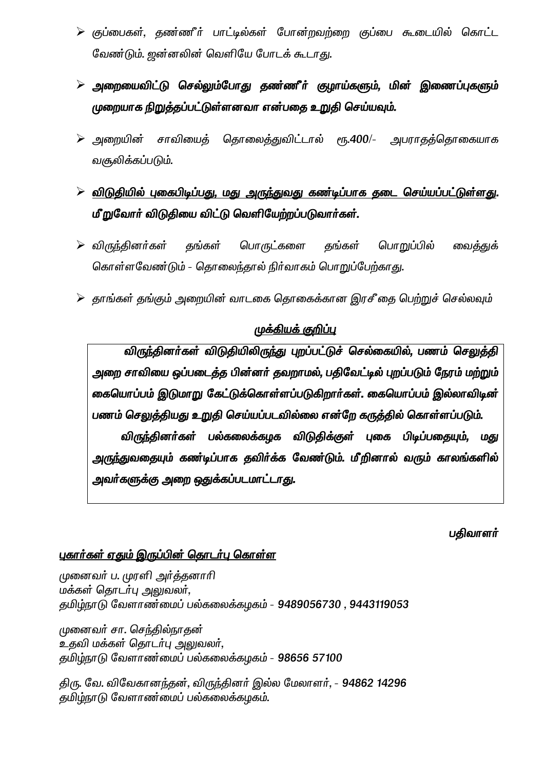- *குப்பைகள், தண்ணீர் பாட்டில்கள் போன்றவற்றை குப்பை கூடையில் கொட்ட வேண்டும். ஜன்னலின் வெளியே போடக் கூடாது.*
- ***அறையைவிட்டு செல்லும்போது தண்ணீர் குழாய்களும், மின் இணைப்புகளும் முறையாக நிறுத்தப்பட்டுள்ளனவா என்பதை உறுதி செய்யவும்.***
- *அறையின் சாவியைத் தொலைத்துவிட்டால் ரூ.400/- அபராதத்தொகையாக வசூலிக்கப்படும்.*
- ***விடுதியில் புகைபிடிப்பது, மது அருந்துவது கண்டிப்பாக தடை செய்யப்பட்டுள்ளது. மீறுவோர் விடுதியை விட்டு வெளியேற்றப்படுவார்கள்.***
- *விருந்தினர்கள் தங்கள் பொருட்களை தங்கள் பொறுப்பில் வைத்துக் கொள்ளவேண்டும் - தொலைந்தால் நிர்வாகம் பொறுப்பேற்காது.*
- *தாங்கள் தங்கும் அறையின் வாடகை தொகைக்கான இரசீதை பெற்றுச் செல்லவும்*

## முக்கியக் குறிப்பு

***விருந்தினர்கள் விடுதியிலிருந்து புறப்பட்டுச் செல்கையில், பணம் செலுத்தி அறை சாவியை ஒப்படைத்த பின்னர் தவறாமல், பதிவேட்டில் புறப்படும் நேரம் மற்றும் கையொப்பம் இடுமாறு கேட்டுக்கொள்ளப்படுகிறார்கள். கையொப்பம் இல்லாவிடின் பணம் செலுத்தியது உறுதி செய்யப்படவில்லை என்றே கருத்தில் கொள்ளப்படும்.***

***விருந்தினர்கள் பல்கலைக்கழக விடுதிக்குள் புகை பிடிப்பதையும், மது அருந்துவதையும் கண்டிப்பாக தவிர்க்க வேண்டும். மீறினால் வரும் காலங்களில் அவர்களுக்கு அறை ஒதுக்கப்படமாட்டாது.***

*பதிவாளர்*

*புகார்கள் ஏதும் இருப்பின் தொடர்பு கொள்ள*

*முனைவர் ப. முரளி அர்த்தனாரி*
*மக்கள் தொடர்பு அலுவலர்,*
*தமிழ்நாடு வேளாண்மைப் பல்கலைக்கழகம் - **9489056730 , 9443119053***

*முனைவர் சா. செந்தில்நாதன்*
*உதவி மக்கள் தொடர்பு அலுவலர்,*
*தமிழ்நாடு வேளாண்மைப் பல்கலைக்கழகம் - **98656 57100***

*திரு. வே. விவேகானந்தன், விருந்தினர் இல்ல மேலாளர், - **94862 14296***
*தமிழ்நாடு வேளாண்மைப் பல்கலைக்கழகம்.*